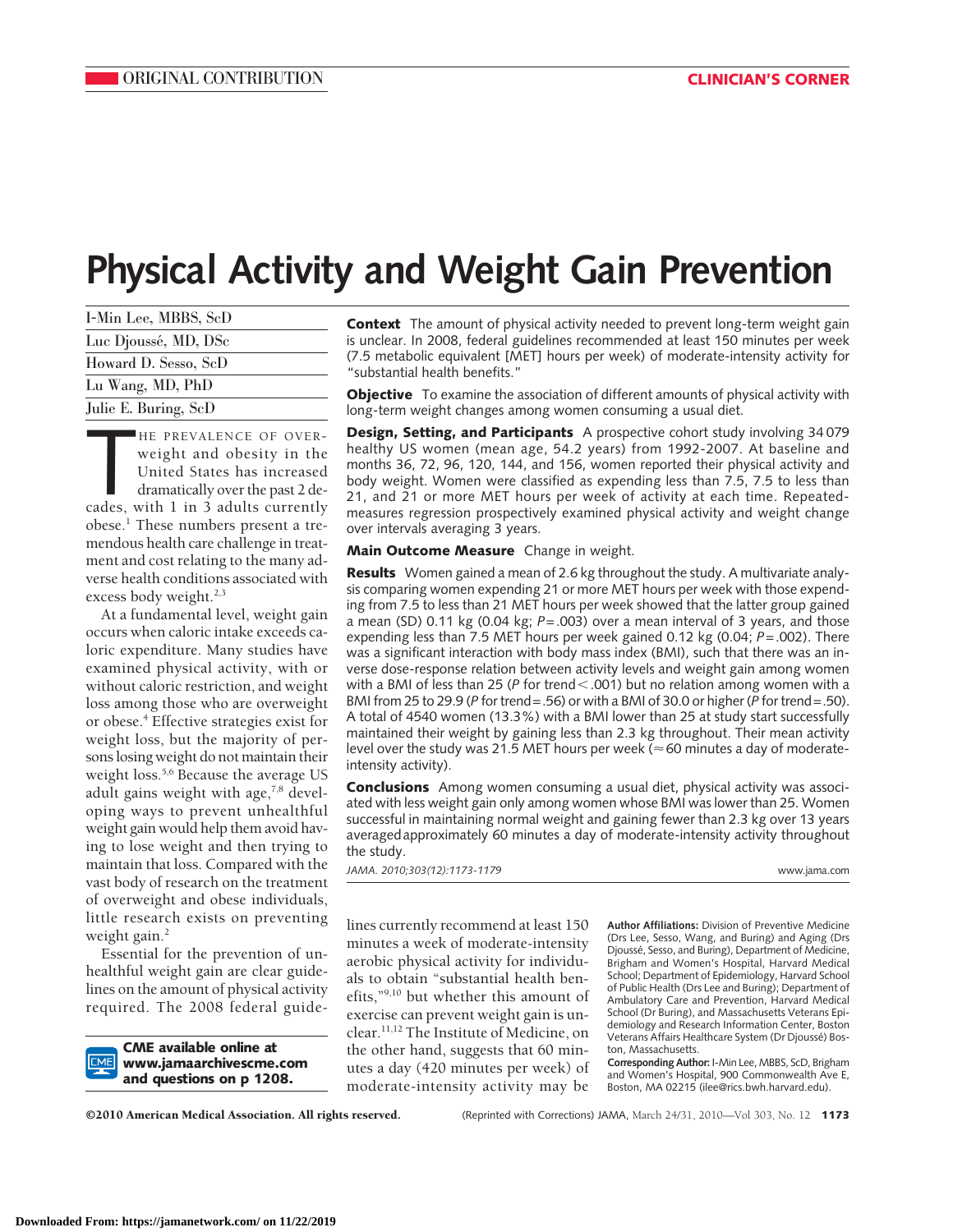# Physical Activity and Weight Gain Prevention

I-Min Lee, MBBS, ScD
Luc Djoussé, MD, DSc
Howard D. Sesso, ScD
Lu Wang, MD, PhD
Julie E. Buring, ScD

**Context** The amount of physical activity needed to prevent long-term weight gain is unclear. In 2008, federal guidelines recommended at least 150 minutes per week (7.5 metabolic equivalent [MET] hours per week) of moderate-intensity activity for "substantial health benefits."

**Objective** To examine the association of different amounts of physical activity with long-term weight changes among women consuming a usual diet.

**Design, Setting, and Participants** A prospective cohort study involving 34 079 healthy US women (mean age, 54.2 years) from 1992-2007. At baseline and months 36, 72, 96, 120, 144, and 156, women reported their physical activity and body weight. Women were classified as expending less than 7.5, 7.5 to less than 21, and 21 or more MET hours per week of activity at each time. Repeated-measures regression prospectively examined physical activity and weight change over intervals averaging 3 years.

**Main Outcome Measure** Change in weight.

**Results** Women gained a mean of 2.6 kg throughout the study. A multivariate analysis comparing women expending 21 or more MET hours per week with those expending from 7.5 to less than 21 MET hours per week showed that the latter group gained a mean (SD) 0.11 kg (0.04 kg; $P=.003$) over a mean interval of 3 years, and those expending less than 7.5 MET hours per week gained 0.12 kg (0.04; $P=.002$). There was a significant interaction with body mass index (BMI), such that there was an inverse dose-response relation between activity levels and weight gain among women with a BMI of less than 25 ($P$ for trend $<.001$) but no relation among women with a BMI from 25 to 29.9 ($P$ for trend $=.56$) or with a BMI of 30.0 or higher ($P$ for trend $=.50$). A total of 4540 women (13.3%) with a BMI lower than 25 at study start successfully maintained their weight by gaining less than 2.3 kg throughout. Their mean activity level over the study was 21.5 MET hours per week (≈60 minutes a day of moderate-intensity activity).

**Conclusions** Among women consuming a usual diet, physical activity was associated with less weight gain only among women whose BMI was lower than 25. Women successful in maintaining normal weight and gaining fewer than 2.3 kg over 13 years averaged approximately 60 minutes a day of moderate-intensity activity throughout the study.

*JAMA. 2010;303(12):1173-1179* www.jama.com

The prevalence of overweight and obesity in the United States has increased dramatically over the past 2 decades, with 1 in 3 adults currently obese.[1] These numbers present a tremendous health care challenge in treatment and cost relating to the many adverse health conditions associated with excess body weight.[2,3]

At a fundamental level, weight gain occurs when caloric intake exceeds caloric expenditure. Many studies have examined physical activity, with or without caloric restriction, and weight loss among those who are overweight or obese.[4] Effective strategies exist for weight loss, but the majority of persons losing weight do not maintain their weight loss.[5,6] Because the average US adult gains weight with age,[7,8] developing ways to prevent unhealthful weight gain would help them avoid having to lose weight and then trying to maintain that loss. Compared with the vast body of research on the treatment of overweight and obese individuals, little research exists on preventing weight gain.[2]

Essential for the prevention of unhealthful weight gain are clear guidelines on the amount of physical activity required. The 2008 federal guidelines currently recommend at least 150 minutes a week of moderate-intensity aerobic physical activity for individuals to obtain "substantial health benefits,"[9,10] but whether this amount of exercise can prevent weight gain is unclear.[11,12] The Institute of Medicine, on the other hand, suggests that 60 minutes a day (420 minutes per week) of moderate-intensity activity may be

**CME available online at www.jamaarchivescme.com and questions on p 1208.**

**Author Affiliations:** Division of Preventive Medicine (Drs Lee, Sesso, Wang, and Buring) and Aging (Drs Djoussé, Sesso, and Buring), Department of Medicine, Brigham and Women's Hospital, Harvard Medical School; Department of Epidemiology, Harvard School of Public Health (Drs Lee and Buring); Department of Ambulatory Care and Prevention, Harvard Medical School (Dr Buring), and Massachusetts Veterans Epidemiology and Research Information Center, Boston Veterans Affairs Healthcare System (Dr Djoussé) Boston, Massachusetts.

**Corresponding Author:** I-Min Lee, MBBS, ScD, Brigham and Women's Hospital, 900 Commonwealth Ave E, Boston, MA 02215 (ilee@rics.bwh.harvard.edu).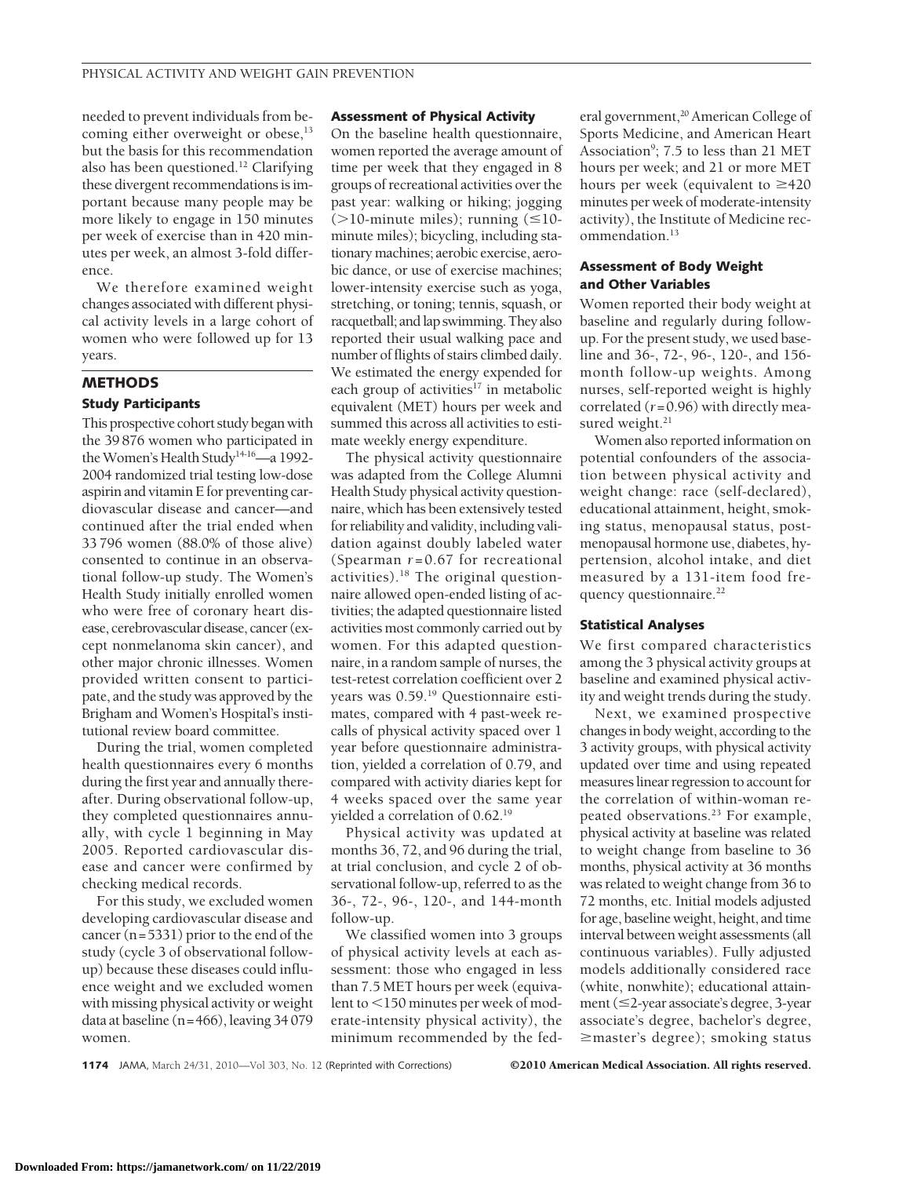needed to prevent individuals from becoming either overweight or obese,[13] but the basis for this recommendation also has been questioned.[12] Clarifying these divergent recommendations is important because many people may be more likely to engage in 150 minutes per week of exercise than in 420 minutes per week, an almost 3-fold difference.

We therefore examined weight changes associated with different physical activity levels in a large cohort of women who were followed up for 13 years.

## METHODS

### Study Participants

This prospective cohort study began with the 39 876 women who participated in the Women's Health Study[14-16]—a 1992-2004 randomized trial testing low-dose aspirin and vitamin E for preventing cardiovascular disease and cancer—and continued after the trial ended when 33 796 women (88.0% of those alive) consented to continue in an observational follow-up study. The Women's Health Study initially enrolled women who were free of coronary heart disease, cerebrovascular disease, cancer (except nonmelanoma skin cancer), and other major chronic illnesses. Women provided written consent to participate, and the study was approved by the Brigham and Women's Hospital's institutional review board committee.

During the trial, women completed health questionnaires every 6 months during the first year and annually thereafter. During observational follow-up, they completed questionnaires annually, with cycle 1 beginning in May 2005. Reported cardiovascular disease and cancer were confirmed by checking medical records.

For this study, we excluded women developing cardiovascular disease and cancer (n=5331) prior to the end of the study (cycle 3 of observational follow-up) because these diseases could influence weight and we excluded women with missing physical activity or weight data at baseline (n=466), leaving 34 079 women.

### Assessment of Physical Activity

On the baseline health questionnaire, women reported the average amount of time per week that they engaged in 8 groups of recreational activities over the past year: walking or hiking; jogging (>10-minute miles); running (≤10-minute miles); bicycling, including stationary machines; aerobic exercise, aerobic dance, or use of exercise machines; lower-intensity exercise such as yoga, stretching, or toning; tennis, squash, or racquetball; and lap swimming. They also reported their usual walking pace and number of flights of stairs climbed daily. We estimated the energy expended for each group of activities[17] in metabolic equivalent (MET) hours per week and summed this across all activities to estimate weekly energy expenditure.

The physical activity questionnaire was adapted from the College Alumni Health Study physical activity questionnaire, which has been extensively tested for reliability and validity, including validation against doubly labeled water (Spearman $r = 0.67$ for recreational activities).[18] The original questionnaire allowed open-ended listing of activities; the adapted questionnaire listed activities most commonly carried out by women. For this adapted questionnaire, in a random sample of nurses, the test-retest correlation coefficient over 2 years was 0.59.[19] Questionnaire estimates, compared with 4 past-week recalls of physical activity spaced over 1 year before questionnaire administration, yielded a correlation of 0.79, and compared with activity diaries kept for 4 weeks spaced over the same year yielded a correlation of 0.62.[19]

Physical activity was updated at months 36, 72, and 96 during the trial, at trial conclusion, and cycle 2 of observational follow-up, referred to as the 36-, 72-, 96-, 120-, and 144-month follow-up.

We classified women into 3 groups of physical activity levels at each assessment: those who engaged in less than 7.5 MET hours per week (equivalent to <150 minutes per week of moderate-intensity physical activity), the minimum recommended by the federal government,[20] American College of Sports Medicine, and American Heart Association[9]; 7.5 to less than 21 MET hours per week; and 21 or more MET hours per week (equivalent to ≥420 minutes per week of moderate-intensity activity), the Institute of Medicine recommendation.[13]

### Assessment of Body Weight and Other Variables

Women reported their body weight at baseline and regularly during follow-up. For the present study, we used baseline and 36-, 72-, 96-, 120-, and 156-month follow-up weights. Among nurses, self-reported weight is highly correlated ($r = 0.96$) with directly measured weight.[21]

Women also reported information on potential confounders of the association between physical activity and weight change: race (self-declared), educational attainment, height, smoking status, menopausal status, postmenopausal hormone use, diabetes, hypertension, alcohol intake, and diet measured by a 131-item food frequency questionnaire.[22]

### Statistical Analyses

We first compared characteristics among the 3 physical activity groups at baseline and examined physical activity and weight trends during the study.

Next, we examined prospective changes in body weight, according to the 3 activity groups, with physical activity updated over time and using repeated measures linear regression to account for the correlation of within-woman repeated observations.[23] For example, physical activity at baseline was related to weight change from baseline to 36 months, physical activity at 36 months was related to weight change from 36 to 72 months, etc. Initial models adjusted for age, baseline weight, height, and time interval between weight assessments (all continuous variables). Fully adjusted models additionally considered race (white, nonwhite); educational attainment (≤2-year associate's degree, 3-year associate's degree, bachelor's degree, ≥master's degree); smoking status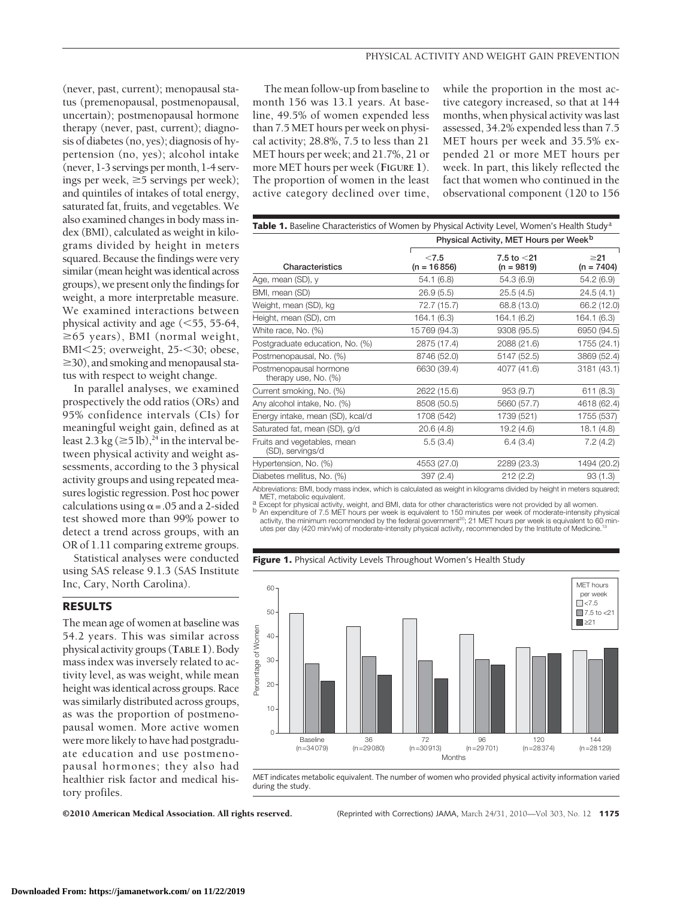(never, past, current); menopausal status (premenopausal, postmenopausal, uncertain); postmenopausal hormone therapy (never, past, current); diagnosis of diabetes (no, yes); diagnosis of hypertension (no, yes); alcohol intake (never, 1-3 servings per month, 1-4 servings per week, ≥5 servings per week); and quintiles of intakes of total energy, saturated fat, fruits, and vegetables. We also examined changes in body mass index (BMI), calculated as weight in kilograms divided by height in meters squared. Because the findings were very similar (mean height was identical across groups), we present only the findings for weight, a more interpretable measure. We examined interactions between physical activity and age (<55, 55-64, ≥65 years), BMI (normal weight, BMI<25; overweight, 25-<30; obese, ≥30), and smoking and menopausal status with respect to weight change.

In parallel analyses, we examined prospectively the odd ratios (ORs) and 95% confidence intervals (CIs) for meaningful weight gain, defined as at least 2.3 kg (≥5 lb),[24] in the interval between physical activity and weight assessments, according to the 3 physical activity groups and using repeated measures logistic regression. Post hoc power calculations using α=.05 and a 2-sided test showed more than 99% power to detect a trend across groups, with an OR of 1.11 comparing extreme groups.

Statistical analyses were conducted using SAS release 9.1.3 (SAS Institute Inc, Cary, North Carolina).

## RESULTS

The mean age of women at baseline was 54.2 years. This was similar across physical activity groups (**TABLE 1**). Body mass index was inversely related to activity level, as was weight, while mean height was identical across groups. Race was similarly distributed across groups, as was the proportion of postmenopausal women. More active women were more likely to have had postgraduate education and use postmenopausal hormones; they also had healthier risk factor and medical history profiles.

The mean follow-up from baseline to month 156 was 13.1 years. At baseline, 49.5% of women expended less than 7.5 MET hours per week on physical activity; 28.8%, 7.5 to less than 21 MET hours per week; and 21.7%, 21 or more MET hours per week (**FIGURE 1**). The proportion of women in the least active category declined over time, while the proportion in the most active category increased, so that at 144 months, when physical activity was last assessed, 34.2% expended less than 7.5 MET hours per week and 35.5% expended 21 or more MET hours per week. In part, this likely reflected the fact that women who continued in the observational component (120 to 156

**Table 1.** Baseline Characteristics of Women by Physical Activity Level, Women's Health Study[a]

| Characteristics | Physical Activity, MET Hours per Week[b] | | |
|---|---|---|---|
| | <7.5 (n = 16 856) | 7.5 to <21 (n = 9819) | ≥21 (n = 7404) |
| Age, mean (SD), y | 54.1 (6.8) | 54.3 (6.9) | 54.2 (6.9) |
| BMI, mean (SD) | 26.9 (5.5) | 25.5 (4.5) | 24.5 (4.1) |
| Weight, mean (SD), kg | 72.7 (15.7) | 68.8 (13.0) | 66.2 (12.0) |
| Height, mean (SD), cm | 164.1 (6.3) | 164.1 (6.2) | 164.1 (6.3) |
| White race, No. (%) | 15 769 (94.3) | 9308 (95.5) | 6950 (94.5) |
| Postgraduate education, No. (%) | 2875 (17.4) | 2088 (21.6) | 1755 (24.1) |
| Postmenopausal, No. (%) | 8746 (52.0) | 5147 (52.5) | 3869 (52.4) |
| Postmenopausal hormone therapy use, No. (%) | 6630 (39.4) | 4077 (41.6) | 3181 (43.1) |
| Current smoking, No. (%) | 2622 (15.6) | 953 (9.7) | 611 (8.3) |
| Any alcohol intake, No. (%) | 8508 (50.5) | 5660 (57.7) | 4618 (62.4) |
| Energy intake, mean (SD), kcal/d | 1708 (542) | 1739 (521) | 1755 (537) |
| Saturated fat, mean (SD), g/d | 20.6 (4.8) | 19.2 (4.6) | 18.1 (4.8) |
| Fruits and vegetables, mean (SD), servings/d | 5.5 (3.4) | 6.4 (3.4) | 7.2 (4.2) |
| Hypertension, No. (%) | 4553 (27.0) | 2289 (23.3) | 1494 (20.2) |
| Diabetes mellitus, No. (%) | 397 (2.4) | 212 (2.2) | 93 (1.3) |

Abbreviations: BMI, body mass index, which is calculated as weight in kilograms divided by height in meters squared; MET, metabolic equivalent.
[a] Except for physical activity, weight, and BMI, data for other characteristics were not provided by all women.
[b] An expenditure of 7.5 MET hours per week is equivalent to 150 minutes per week of moderate-intensity physical activity, the minimum recommended by the federal government[20]; 21 MET hours per week is equivalent to 60 minutes per day (420 min/wk) of moderate-intensity physical activity, recommended by the Institute of Medicine.[13]

**Figure 1.** Physical Activity Levels Throughout Women's Health Study

MET indicates metabolic equivalent. The number of women who provided physical activity information varied during the study.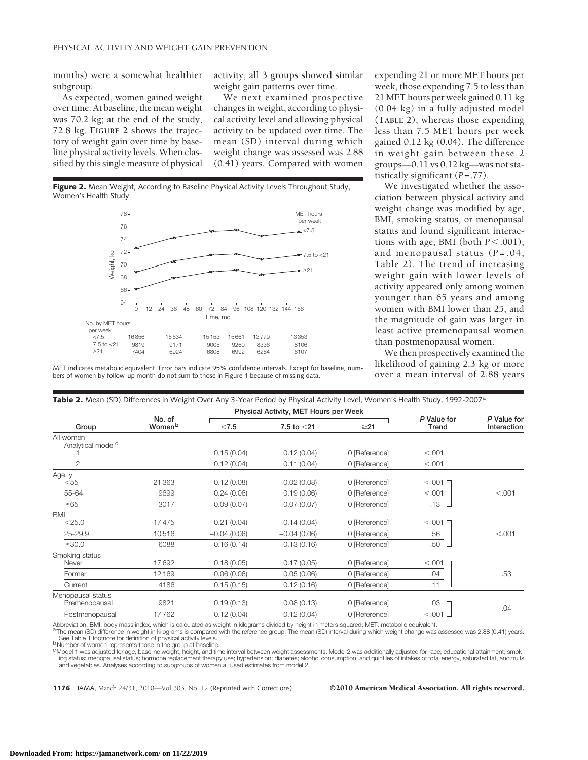months) were a somewhat healthier subgroup.

As expected, women gained weight over time. At baseline, the mean weight was 70.2 kg; at the end of the study, 72.8 kg. **FIGURE 2** shows the trajectory of weight gain over time by baseline physical activity levels. When classified by this single measure of physical activity, all 3 groups showed similar weight gain patterns over time.

We next examined prospective changes in weight, according to physical activity level and allowing physical activity to be updated over time. The mean (SD) interval during which weight change was assessed was 2.88 (0.41) years. Compared with women expending 21 or more MET hours per week, those expending 7.5 to less than 21 MET hours per week gained 0.11 kg (0.04 kg) in a fully adjusted model (**TABLE 2**), whereas those expending less than 7.5 MET hours per week gained 0.12 kg (0.04). The difference in weight gain between these 2 groups—0.11 vs 0.12 kg—was not statistically significant ($P=.77$).

**Figure 2.** Mean Weight, According to Baseline Physical Activity Levels Throughout Study, Women's Health Study

| No. by MET hours per week | 0 | 36 | 72 | 96 | 120 | 156 |
|---|---|---|---|---|---|---|
| <7.5 | 16856 | 15634 | 15153 | 15661 | 13779 | 13353 |
| 7.5 to <21 | 9819 | 9171 | 9005 | 9260 | 8336 | 8106 |
| ≥21 | 7404 | 6924 | 6808 | 6992 | 6264 | 6107 |

MET indicates metabolic equivalent. Error bars indicate 95% confidence intervals. Except for baseline, numbers of women by follow-up month do not sum to those in Figure 1 because of missing data.

We investigated whether the association between physical activity and weight change was modified by age, BMI, smoking status, or menopausal status and found significant interactions with age, BMI (both $P<.001$), and menopausal status ($P=.04$; Table 2). The trend of increasing weight gain with lower levels of activity appeared only among women younger than 65 years and among women with BMI lower than 25, and the magnitude of gain was larger in least active premenopausal women than postmenopausal women.

We then prospectively examined the likelihood of gaining 2.3 kg or more over a mean interval of 2.88 years

**Table 2.** Mean (SD) Differences in Weight Over Any 3-Year Period by Physical Activity Level, Women's Health Study, 1992-2007[a]

| Group | No. of Women[b] | Physical Activity, MET Hours per Week | | | P Value for Trend | P Value for Interaction |
|---|---|---|---|---|---|---|
| | | <7.5 | 7.5 to <21 | ≥21 | | |
| All women | | | | | | |
| Analytical model[c] | | | | | | |
| 1 | | 0.15 (0.04) | 0.12 (0.04) | 0 [Reference] | <.001 | |
| 2 | | 0.12 (0.04) | 0.11 (0.04) | 0 [Reference] | <.001 | |
| Age, y | | | | | | |
| <55 | 21363 | 0.12 (0.08) | 0.02 (0.08) | 0 [Reference] | <.001 | <.001 |
| 55-64 | 9699 | 0.24 (0.06) | 0.19 (0.06) | 0 [Reference] | <.001 | |
| ≥65 | 3017 | −0.09 (0.07) | 0.07 (0.07) | 0 [Reference] | .13 | |
| BMI | | | | | | |
| <25.0 | 17475 | 0.21 (0.04) | 0.14 (0.04) | 0 [Reference] | <.001 | <.001 |
| 25-29.9 | 10516 | −0.04 (0.06) | −0.04 (0.06) | 0 [Reference] | .56 | |
| ≥30.0 | 6088 | 0.16 (0.14) | 0.13 (0.16) | 0 [Reference] | .50 | |
| Smoking status | | | | | | |
| Never | 17692 | 0.18 (0.05) | 0.17 (0.05) | 0 [Reference] | <.001 | .53 |
| Former | 12169 | 0.06 (0.06) | 0.05 (0.06) | 0 [Reference] | .04 | |
| Current | 4186 | 0.15 (0.15) | 0.12 (0.16) | 0 [Reference] | .11 | |
| Menopausal status | | | | | | |
| Premenopausal | 9821 | 0.19 (0.13) | 0.08 (0.13) | 0 [Reference] | .03 | .04 |
| Postmenopausal | 17762 | 0.12 (0.04) | 0.12 (0.04) | 0 [Reference] | <.001 | |

Abbreviation: BMI, body mass index, which is calculated as weight in kilograms divided by height in meters squared; MET, metabolic equivalent.
[a]The mean (SD) difference in weight in kilograms is compared with the reference group. The mean (SD) interval during which weight change was assessed was 2.88 (0.41) years. See Table 1 footnote for definition of physical activity levels.
[b]Number of women represents those in the group at baseline.
[c]Model 1 was adjusted for age, baseline weight, height, and time interval between weight assessments. Model 2 was additionally adjusted for race; educational attainment; smoking status; menopausal status; hormone replacement therapy use; hypertension; diabetes; alcohol consumption; and quintiles of intakes of total energy, saturated fat, and fruits and vegetables. Analyses according to subgroups of women all used estimates from model 2.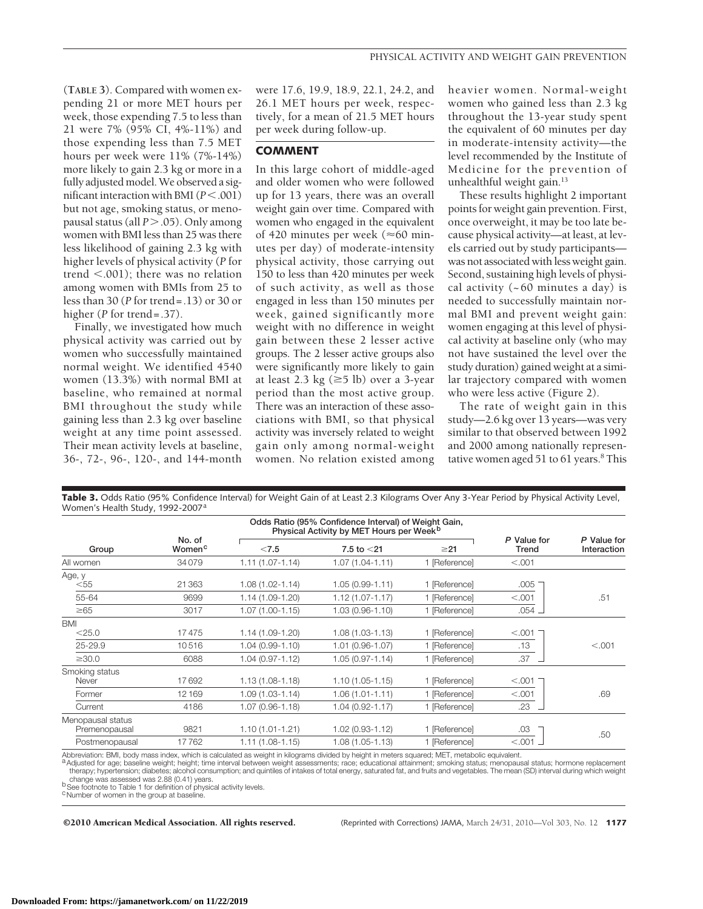(**TABLE 3**). Compared with women expending 21 or more MET hours per week, those expending 7.5 to less than 21 were 7% (95% CI, 4%-11%) and those expending less than 7.5 MET hours per week were 11% (7%-14%) more likely to gain 2.3 kg or more in a fully adjusted model. We observed a significant interaction with BMI ($P < .001$) but not age, smoking status, or menopausal status (all $P > .05$). Only among women with BMI less than 25 was there less likelihood of gaining 2.3 kg with higher levels of physical activity (*P* for trend <.001); there was no relation among women with BMIs from 25 to less than 30 (*P* for trend=.13) or 30 or higher (*P* for trend=.37).

Finally, we investigated how much physical activity was carried out by women who successfully maintained normal weight. We identified 4540 women (13.3%) with normal BMI at baseline, who remained at normal BMI throughout the study while gaining less than 2.3 kg over baseline weight at any time point assessed. Their mean activity levels at baseline, 36-, 72-, 96-, 120-, and 144-month were 17.6, 19.9, 18.9, 22.1, 24.2, and 26.1 MET hours per week, respectively, for a mean of 21.5 MET hours per week during follow-up.

## COMMENT

In this large cohort of middle-aged and older women who were followed up for 13 years, there was an overall weight gain over time. Compared with women who engaged in the equivalent of 420 minutes per week (≈60 minutes per day) of moderate-intensity physical activity, those carrying out 150 to less than 420 minutes per week of such activity, as well as those engaged in less than 150 minutes per week, gained significantly more weight with no difference in weight gain between these 2 lesser active groups. The 2 lesser active groups also were significantly more likely to gain at least 2.3 kg (≥5 lb) over a 3-year period than the most active group. There was an interaction of these associations with BMI, so that physical activity was inversely related to weight gain only among normal-weight women. No relation existed among heavier women. Normal-weight women who gained less than 2.3 kg throughout the 13-year study spent the equivalent of 60 minutes per day in moderate-intensity activity—the level recommended by the Institute of Medicine for the prevention of unhealthful weight gain.[13]

These results highlight 2 important points for weight gain prevention. First, once overweight, it may be too late because physical activity—at least, at levels carried out by study participants—was not associated with less weight gain. Second, sustaining high levels of physical activity (~60 minutes a day) is needed to successfully maintain normal BMI and prevent weight gain: women engaging at this level of physical activity at baseline only (who may not have sustained the level over the study duration) gained weight at a similar trajectory compared with women who were less active (Figure 2).

The rate of weight gain in this study—2.6 kg over 13 years—was very similar to that observed between 1992 and 2000 among nationally representative women aged 51 to 61 years.[8] This

**Table 3.** Odds Ratio (95% Confidence Interval) for Weight Gain of at Least 2.3 Kilograms Over Any 3-Year Period by Physical Activity Level, Women's Health Study, 1992-2007[a]

| Group | No. of Women[c] | Odds Ratio (95% Confidence Interval) of Weight Gain, Physical Activity by MET Hours per Week[b] | | | *P* Value for Trend | *P* Value for Interaction |
|---|---|---|---|---|---|---|
| | | <7.5 | 7.5 to <21 | ≥21 | | |
| All women | 34079 | 1.11 (1.07-1.14) | 1.07 (1.04-1.11) | 1 [Reference] | <.001 | |
| Age, y | | | | | | |
| <55 | 21363 | 1.08 (1.02-1.14) | 1.05 (0.99-1.11) | 1 [Reference] | .005 | .51 |
| 55-64 | 9699 | 1.14 (1.09-1.20) | 1.12 (1.07-1.17) | 1 [Reference] | <.001 | |
| ≥65 | 3017 | 1.07 (1.00-1.15) | 1.03 (0.96-1.10) | 1 [Reference] | .054 | |
| BMI | | | | | | |
| <25.0 | 17475 | 1.14 (1.09-1.20) | 1.08 (1.03-1.13) | 1 [Reference] | <.001 | <.001 |
| 25-29.9 | 10516 | 1.04 (0.99-1.10) | 1.01 (0.96-1.07) | 1 [Reference] | .13 | |
| ≥30.0 | 6088 | 1.04 (0.97-1.12) | 1.05 (0.97-1.14) | 1 [Reference] | .37 | |
| Smoking status | | | | | | |
| Never | 17692 | 1.13 (1.08-1.18) | 1.10 (1.05-1.15) | 1 [Reference] | <.001 | .69 |
| Former | 12169 | 1.09 (1.03-1.14) | 1.06 (1.01-1.11) | 1 [Reference] | <.001 | |
| Current | 4186 | 1.07 (0.96-1.18) | 1.04 (0.92-1.17) | 1 [Reference] | .23 | |
| Menopausal status | | | | | | |
| Premenopausal | 9821 | 1.10 (1.01-1.21) | 1.02 (0.93-1.12) | 1 [Reference] | .03 | .50 |
| Postmenopausal | 17762 | 1.11 (1.08-1.15) | 1.08 (1.05-1.13) | 1 [Reference] | <.001 | |

Abbreviation: BMI, body mass index, which is calculated as weight in kilograms divided by height in meters squared; MET, metabolic equivalent.

[a] Adjusted for age; baseline weight; height; time interval between weight assessments; race; educational attainment; smoking status; menopausal status; hormone replacement therapy; hypertension; diabetes; alcohol consumption; and quintiles of intakes of total energy, saturated fat, and fruits and vegetables. The mean (SD) interval during which weight change was assessed was 2.88 (0.41) years.

[b] See footnote to Table 1 for definition of physical activity levels.

[c] Number of women in the group at baseline.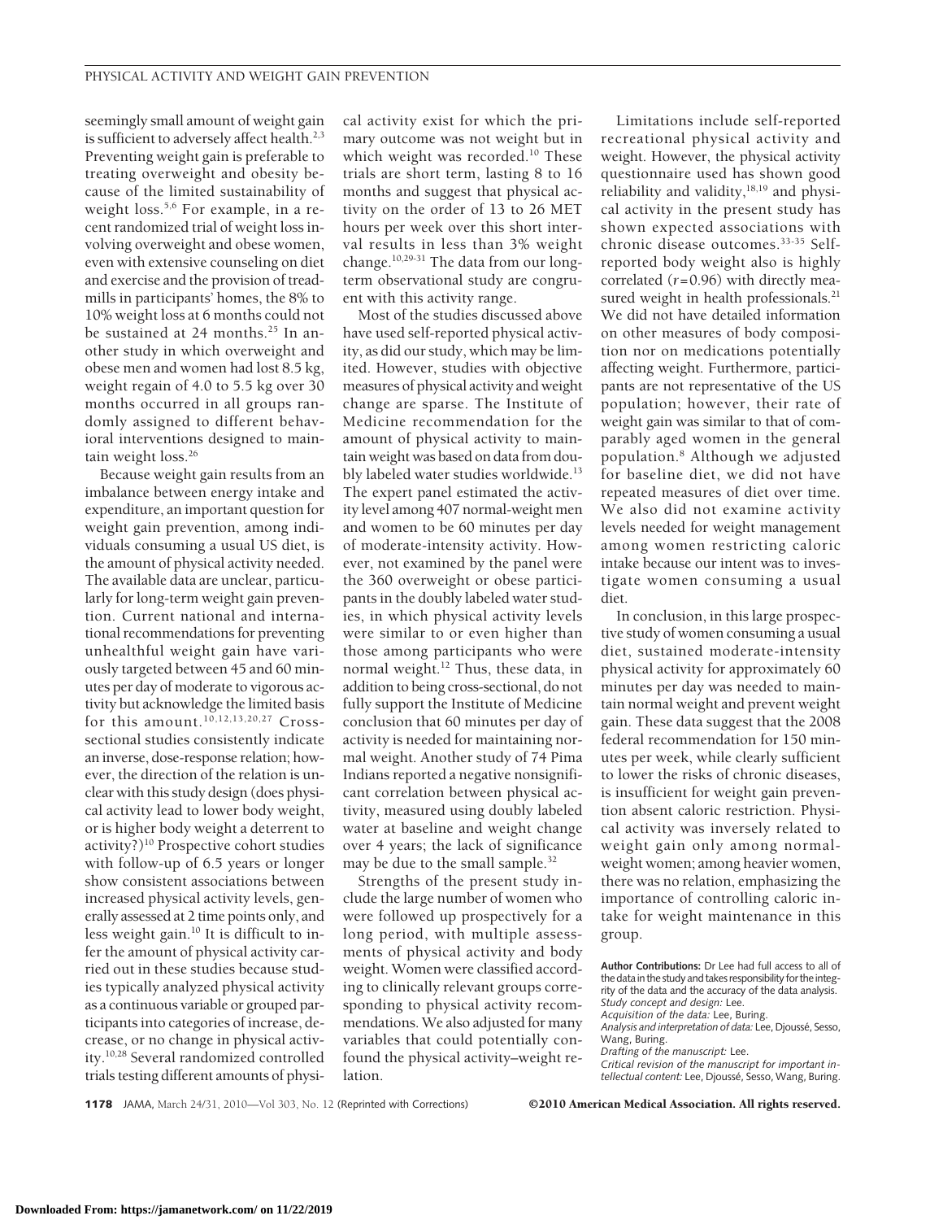seemingly small amount of weight gain is sufficient to adversely affect health.[2,3] Preventing weight gain is preferable to treating overweight and obesity because of the limited sustainability of weight loss.[5,6] For example, in a recent randomized trial of weight loss involving overweight and obese women, even with extensive counseling on diet and exercise and the provision of treadmills in participants' homes, the 8% to 10% weight loss at 6 months could not be sustained at 24 months.[25] In another study in which overweight and obese men and women had lost 8.5 kg, weight regain of 4.0 to 5.5 kg over 30 months occurred in all groups randomly assigned to different behavioral interventions designed to maintain weight loss.[26]

Because weight gain results from an imbalance between energy intake and expenditure, an important question for weight gain prevention, among individuals consuming a usual US diet, is the amount of physical activity needed. The available data are unclear, particularly for long-term weight gain prevention. Current national and international recommendations for preventing unhealthful weight gain have variously targeted between 45 and 60 minutes per day of moderate to vigorous activity but acknowledge the limited basis for this amount.[10,12,13,20,27] Cross-sectional studies consistently indicate an inverse, dose-response relation; however, the direction of the relation is unclear with this study design (does physical activity lead to lower body weight, or is higher body weight a deterrent to activity?)[10] Prospective cohort studies with follow-up of 6.5 years or longer show consistent associations between increased physical activity levels, generally assessed at 2 time points only, and less weight gain.[10] It is difficult to infer the amount of physical activity carried out in these studies because studies typically analyzed physical activity as a continuous variable or grouped participants into categories of increase, decrease, or no change in physical activity.[10,28] Several randomized controlled trials testing different amounts of physical activity exist for which the primary outcome was not weight but in which weight was recorded.[10] These trials are short term, lasting 8 to 16 months and suggest that physical activity on the order of 13 to 26 MET hours per week over this short interval results in less than 3% weight change.[10,29-31] The data from our long-term observational study are congruent with this activity range.

Most of the studies discussed above have used self-reported physical activity, as did our study, which may be limited. However, studies with objective measures of physical activity and weight change are sparse. The Institute of Medicine recommendation for the amount of physical activity to maintain weight was based on data from doubly labeled water studies worldwide.[13] The expert panel estimated the activity level among 407 normal-weight men and women to be 60 minutes per day of moderate-intensity activity. However, not examined by the panel were the 360 overweight or obese participants in the doubly labeled water studies, in which physical activity levels were similar to or even higher than those among participants who were normal weight.[12] Thus, these data, in addition to being cross-sectional, do not fully support the Institute of Medicine conclusion that 60 minutes per day of activity is needed for maintaining normal weight. Another study of 74 Pima Indians reported a negative nonsignificant correlation between physical activity, measured using doubly labeled water at baseline and weight change over 4 years; the lack of significance may be due to the small sample.[32]

Strengths of the present study include the large number of women who were followed up prospectively for a long period, with multiple assessments of physical activity and body weight. Women were classified according to clinically relevant groups corresponding to physical activity recommendations. We also adjusted for many variables that could potentially confound the physical activity–weight relation.

Limitations include self-reported recreational physical activity and weight. However, the physical activity questionnaire used has shown good reliability and validity,[18,19] and physical activity in the present study has shown expected associations with chronic disease outcomes.[33-35] Self-reported body weight also is highly correlated ($r$=0.96) with directly measured weight in health professionals.[21] We did not have detailed information on other measures of body composition nor on medications potentially affecting weight. Furthermore, participants are not representative of the US population; however, their rate of weight gain was similar to that of comparably aged women in the general population.[8] Although we adjusted for baseline diet, we did not have repeated measures of diet over time. We also did not examine activity levels needed for weight management among women restricting caloric intake because our intent was to investigate women consuming a usual diet.

In conclusion, in this large prospective study of women consuming a usual diet, sustained moderate-intensity physical activity for approximately 60 minutes per day was needed to maintain normal weight and prevent weight gain. These data suggest that the 2008 federal recommendation for 150 minutes per week, while clearly sufficient to lower the risks of chronic diseases, is insufficient for weight gain prevention absent caloric restriction. Physical activity was inversely related to weight gain only among normal-weight women; among heavier women, there was no relation, emphasizing the importance of controlling caloric intake for weight maintenance in this group.

**Author Contributions:** Dr Lee had full access to all of the data in the study and takes responsibility for the integrity of the data and the accuracy of the data analysis.
*Study concept and design:* Lee.
*Acquisition of the data:* Lee, Buring.
*Analysis and interpretation of data:* Lee, Djoussé, Sesso, Wang, Buring.
*Drafting of the manuscript:* Lee.
*Critical revision of the manuscript for important intellectual content:* Lee, Djoussé, Sesso, Wang, Buring.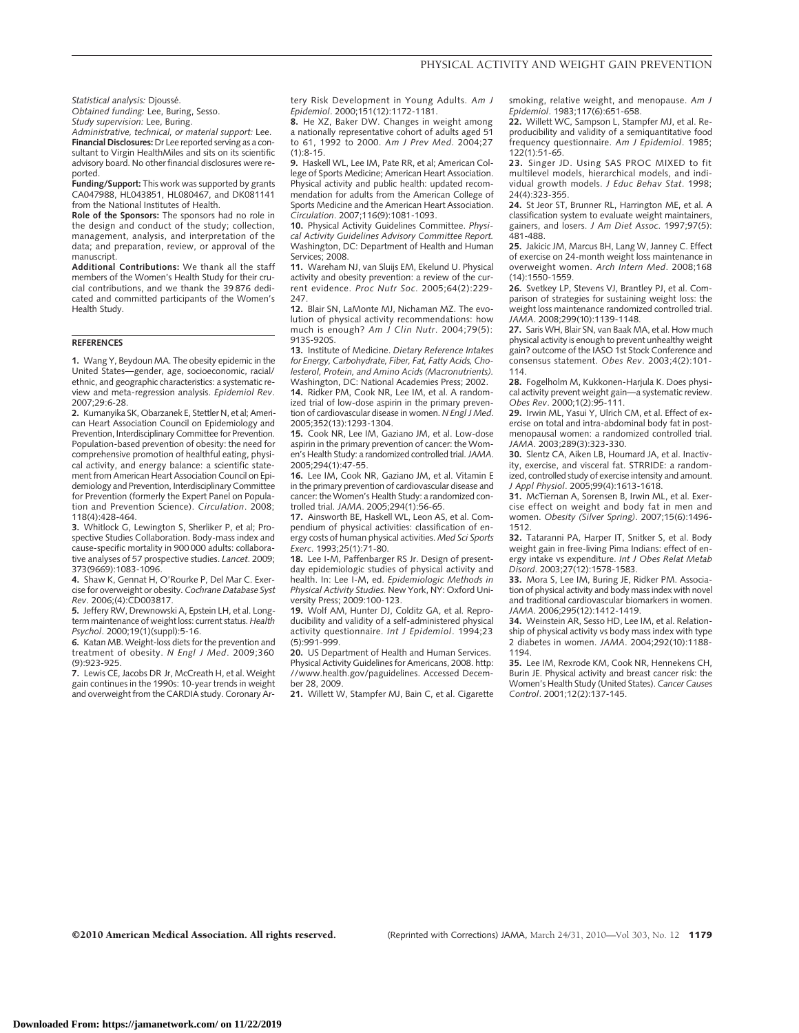*Statistical analysis:* Djoussé.
*Obtained funding:* Lee, Buring, Sesso.
*Study supervision:* Lee, Buring.
*Administrative, technical, or material support:* Lee.
**Financial Disclosures:** Dr Lee reported serving as a consultant to Virgin HealthMiles and sits on its scientific advisory board. No other financial disclosures were reported.
**Funding/Support:** This work was supported by grants CA047988, HL043851, HL080467, and DK081141 from the National Institutes of Health.
**Role of the Sponsors:** The sponsors had no role in the design and conduct of the study; collection, management, analysis, and interpretation of the data; and preparation, review, or approval of the manuscript.
**Additional Contributions:** We thank all the staff members of the Women's Health Study for their crucial contributions, and we thank the 39 876 dedicated and committed participants of the Women's Health Study.

## REFERENCES

**1.** Wang Y, Beydoun MA. The obesity epidemic in the United States—gender, age, socioeconomic, racial/ethnic, and geographic characteristics: a systematic review and meta-regression analysis. *Epidemiol Rev*. 2007;29:6-28.

**2.** Kumanyika SK, Obarzanek E, Stettler N, et al; American Heart Association Council on Epidemiology and Prevention, Interdisciplinary Committee for Prevention. Population-based prevention of obesity: the need for comprehensive promotion of healthful eating, physical activity, and energy balance: a scientific statement from American Heart Association Council on Epidemiology and Prevention, Interdisciplinary Committee for Prevention (formerly the Expert Panel on Population and Prevention Science). *Circulation*. 2008;118(4):428-464.

**3.** Whitlock G, Lewington S, Sherliker P, et al; Prospective Studies Collaboration. Body-mass index and cause-specific mortality in 900 000 adults: collaborative analyses of 57 prospective studies. *Lancet*. 2009;373(9669):1083-1096.

**4.** Shaw K, Gennat H, O'Rourke P, Del Mar C. Exercise for overweight or obesity. *Cochrane Database Syst Rev*. 2006;(4):CD003817.

**5.** Jeffery RW, Drewnowski A, Epstein LH, et al. Long-term maintenance of weight loss: current status. *Health Psychol*. 2000;19(1)(suppl):5-16.

**6.** Katan MB. Weight-loss diets for the prevention and treatment of obesity. *N Engl J Med*. 2009;360(9):923-925.

**7.** Lewis CE, Jacobs DR Jr, McCreath H, et al. Weight gain continues in the 1990s: 10-year trends in weight and overweight from the CARDIA study. Coronary Artery Risk Development in Young Adults. *Am J Epidemiol*. 2000;151(12):1172-1181.

**8.** He XZ, Baker DW. Changes in weight among a nationally representative cohort of adults aged 51 to 61, 1992 to 2000. *Am J Prev Med*. 2004;27(1):8-15.

**9.** Haskell WL, Lee IM, Pate RR, et al; American College of Sports Medicine; American Heart Association. Physical activity and public health: updated recommendation for adults from the American College of Sports Medicine and the American Heart Association. *Circulation*. 2007;116(9):1081-1093.

**10.** Physical Activity Guidelines Committee. *Physical Activity Guidelines Advisory Committee Report.* Washington, DC: Department of Health and Human Services; 2008.

**11.** Wareham NJ, van Sluijs EM, Ekelund U. Physical activity and obesity prevention: a review of the current evidence. *Proc Nutr Soc*. 2005;64(2):229-247.

**12.** Blair SN, LaMonte MJ, Nichaman MZ. The evolution of physical activity recommendations: how much is enough? *Am J Clin Nutr*. 2004;79(5):913S-920S.

**13.** Institute of Medicine. *Dietary Reference Intakes for Energy, Carbohydrate, Fiber, Fat, Fatty Acids, Cholesterol, Protein, and Amino Acids (Macronutrients).* Washington, DC: National Academies Press; 2002.

**14.** Ridker PM, Cook NR, Lee IM, et al. A randomized trial of low-dose aspirin in the primary prevention of cardiovascular disease in women. *N Engl J Med*. 2005;352(13):1293-1304.

**15.** Cook NR, Lee IM, Gaziano JM, et al. Low-dose aspirin in the primary prevention of cancer: the Women's Health Study: a randomized controlled trial. *JAMA*. 2005;294(1):47-55.

**16.** Lee IM, Cook NR, Gaziano JM, et al. Vitamin E in the primary prevention of cardiovascular disease and cancer: the Women's Health Study: a randomized controlled trial. *JAMA*. 2005;294(1):56-65.

**17.** Ainsworth BE, Haskell WL, Leon AS, et al. Compendium of physical activities: classification of energy costs of human physical activities. *Med Sci Sports Exerc*. 1993;25(1):71-80.

**18.** Lee I-M, Paffenbarger RS Jr. Design of present-day epidemiologic studies of physical activity and health. In: Lee I-M, ed. *Epidemiologic Methods in Physical Activity Studies.* New York, NY: Oxford University Press; 2009:100-123.

**19.** Wolf AM, Hunter DJ, Colditz GA, et al. Reproducibility and validity of a self-administered physical activity questionnaire. *Int J Epidemiol*. 1994;23(5):991-999.

**20.** US Department of Health and Human Services. Physical Activity Guidelines for Americans, 2008. http://www.health.gov/paguidelines. Accessed December 28, 2009.

**21.** Willett W, Stampfer MJ, Bain C, et al. Cigarette smoking, relative weight, and menopause. *Am J Epidemiol*. 1983;117(6):651-658.

**22.** Willett WC, Sampson L, Stampfer MJ, et al. Reproducibility and validity of a semiquantitative food frequency questionnaire. *Am J Epidemiol*. 1985;122(1):51-65.

**23.** Singer JD. Using SAS PROC MIXED to fit multilevel models, hierarchical models, and individual growth models. *J Educ Behav Stat*. 1998;24(4):323-355.

**24.** St Jeor ST, Brunner RL, Harrington ME, et al. A classification system to evaluate weight maintainers, gainers, and losers. *J Am Diet Assoc*. 1997;97(5):481-488.

**25.** Jakicic JM, Marcus BH, Lang W, Janney C. Effect of exercise on 24-month weight loss maintenance in overweight women. *Arch Intern Med*. 2008;168(14):1550-1559.

**26.** Svetkey LP, Stevens VJ, Brantley PJ, et al. Comparison of strategies for sustaining weight loss: the weight loss maintenance randomized controlled trial. *JAMA*. 2008;299(10):1139-1148.

**27.** Saris WH, Blair SN, van Baak MA, et al. How much physical activity is enough to prevent unhealthy weight gain? outcome of the IASO 1st Stock Conference and consensus statement. *Obes Rev*. 2003;4(2):101-114.

**28.** Fogelholm M, Kukkonen-Harjula K. Does physical activity prevent weight gain—a systematic review. *Obes Rev*. 2000;1(2):95-111.

**29.** Irwin ML, Yasui Y, Ulrich CM, et al. Effect of exercise on total and intra-abdominal body fat in postmenopausal women: a randomized controlled trial. *JAMA*. 2003;289(3):323-330.

**30.** Slentz CA, Aiken LB, Houmard JA, et al. Inactivity, exercise, and visceral fat. STRRIDE: a randomized, controlled study of exercise intensity and amount. *J Appl Physiol*. 2005;99(4):1613-1618.

**31.** McTiernan A, Sorensen B, Irwin ML, et al. Exercise effect on weight and body fat in men and women. *Obesity (Silver Spring)*. 2007;15(6):1496-1512.

**32.** Tataranni PA, Harper IT, Snitker S, et al. Body weight gain in free-living Pima Indians: effect of energy intake vs expenditure. *Int J Obes Relat Metab Disord*. 2003;27(12):1578-1583.

**33.** Mora S, Lee IM, Buring JE, Ridker PM. Association of physical activity and body mass index with novel and traditional cardiovascular biomarkers in women. *JAMA*. 2006;295(12):1412-1419.

**34.** Weinstein AR, Sesso HD, Lee IM, et al. Relationship of physical activity vs body mass index with type 2 diabetes in women. *JAMA*. 2004;292(10):1188-1194.

**35.** Lee IM, Rexrode KM, Cook NR, Hennekens CH, Burin JE. Physical activity and breast cancer risk: the Women's Health Study (United States). *Cancer Causes Control*. 2001;12(2):137-145.